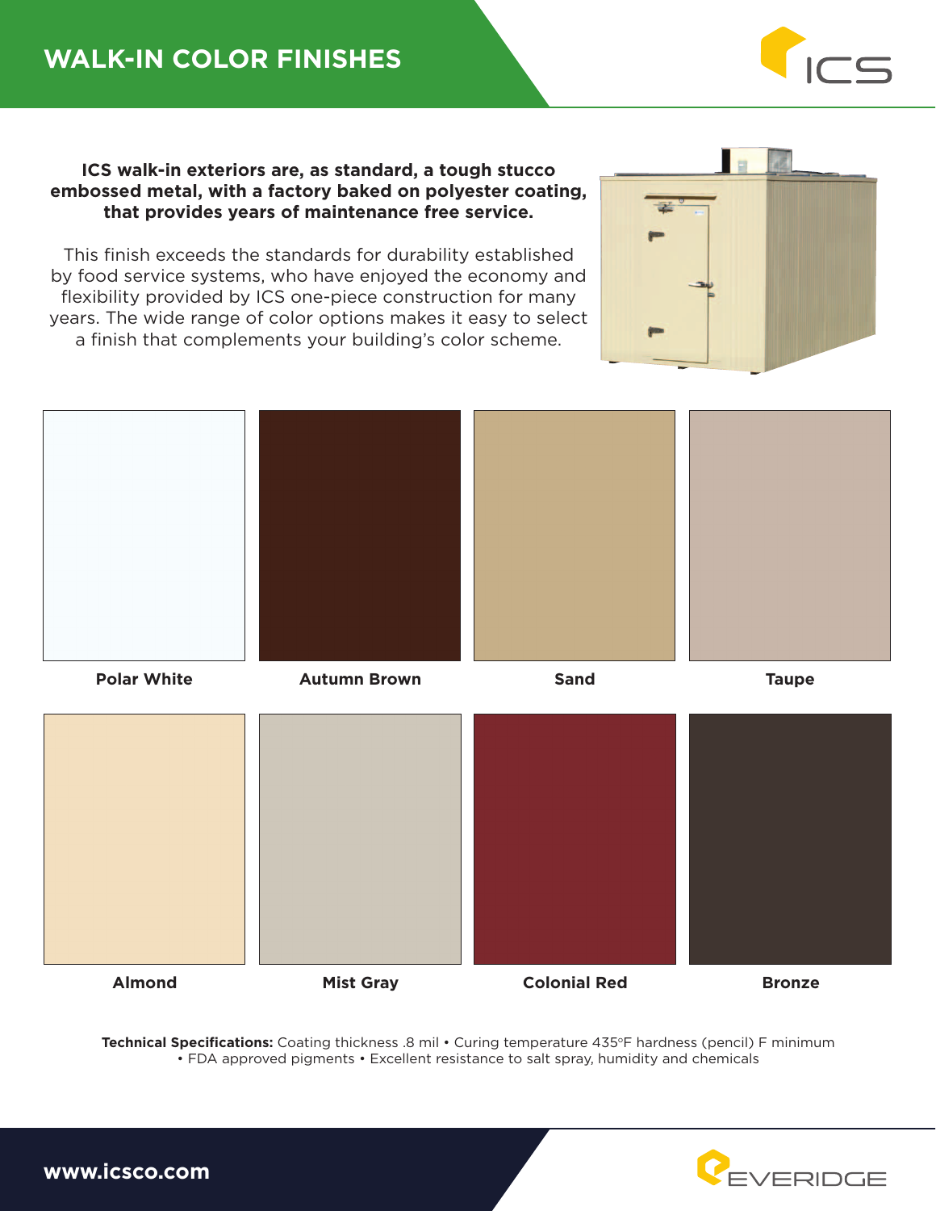# WALK-IN COLOR FINISHES

**ICS walk-in exteriors are, as standard, a tough stucco embossed metal, with a factory baked on polyester coating, that provides years of maintenance free service.**

This finish exceeds the standards for durability established by food service systems, who have enjoyed the economy and flexibility provided by ICS one-piece construction for many years. The wide range of color options makes it easy to select a finish that complements your building's color scheme.

**Polar White** | **Autumn Brown** | **Sand** | **Taupe**

**Almond** | **Mist Gray** | **Colonial Red** | **Bronze**

**Technical Specifications:** Coating thickness .8 mil • Curing temperature 435°F hardness (pencil) F minimum • FDA approved pigments • Excellent resistance to salt spray, humidity and chemicals

**www.icsco.com**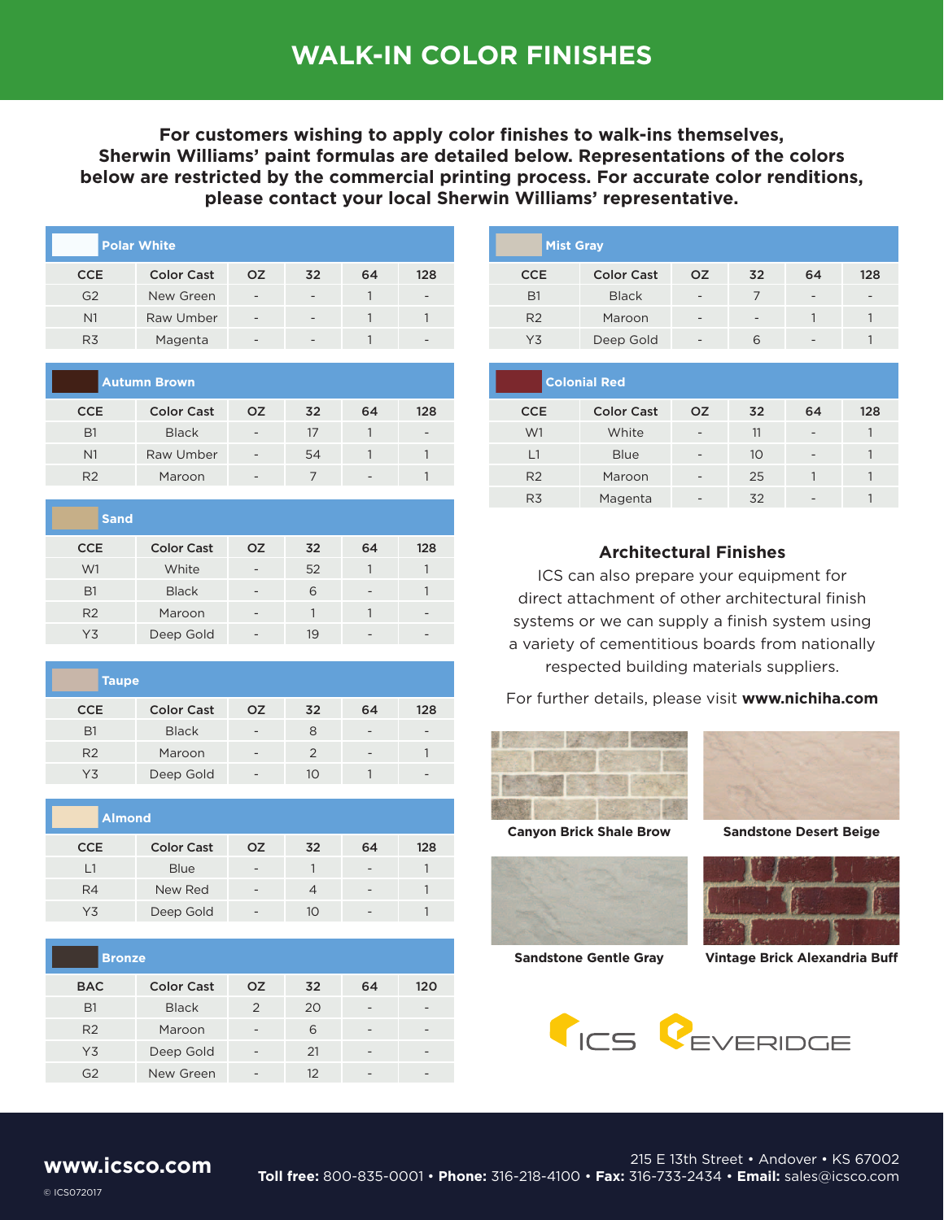# WALK-IN COLOR FINISHES

**For customers wishing to apply color finishes to walk-ins themselves, Sherwin Williams' paint formulas are detailed below. Representations of the colors below are restricted by the commercial printing process. For accurate color renditions, please contact your local Sherwin Williams' representative.**

### Polar White

| CCE | Color Cast | OZ | 32 | 64 | 128 |
|---|---|---|---|---|---|
| G2 | New Green | - | - | 1 | - |
| N1 | Raw Umber | - | - | 1 | 1 |
| R3 | Magenta | - | - | 1 | - |

### Autumn Brown

| CCE | Color Cast | OZ | 32 | 64 | 128 |
|---|---|---|---|---|---|
| B1 | Black | - | 17 | 1 | - |
| N1 | Raw Umber | - | 54 | 1 | 1 |
| R2 | Maroon | - | 7 | - | 1 |

### Sand

| CCE | Color Cast | OZ | 32 | 64 | 128 |
|---|---|---|---|---|---|
| W1 | White | - | 52 | 1 | 1 |
| B1 | Black | - | 6 | - | 1 |
| R2 | Maroon | - | 1 | 1 | - |
| Y3 | Deep Gold | - | 19 | - | - |

### Taupe

| CCE | Color Cast | OZ | 32 | 64 | 128 |
|---|---|---|---|---|---|
| B1 | Black | - | 8 | - | - |
| R2 | Maroon | - | 2 | - | 1 |
| Y3 | Deep Gold | - | 10 | 1 | - |

### Almond

| CCE | Color Cast | OZ | 32 | 64 | 128 |
|---|---|---|---|---|---|
| L1 | Blue | - | 1 | - | 1 |
| R4 | New Red | - | 4 | - | 1 |
| Y3 | Deep Gold | - | 10 | - | 1 |

### Bronze

| BAC | Color Cast | OZ | 32 | 64 | 120 |
|---|---|---|---|---|---|
| B1 | Black | 2 | 20 | - | - |
| R2 | Maroon | - | 6 | - | - |
| Y3 | Deep Gold | - | 21 | - | - |
| G2 | New Green | - | 12 | - | - |

### Mist Gray

| CCE | Color Cast | OZ | 32 | 64 | 128 |
|---|---|---|---|---|---|
| B1 | Black | - | 7 | - | - |
| R2 | Maroon | - | - | 1 | 1 |
| Y3 | Deep Gold | - | 6 | - | 1 |

### Colonial Red

| CCE | Color Cast | OZ | 32 | 64 | 128 |
|---|---|---|---|---|---|
| W1 | White | - | 11 | - | 1 |
| L1 | Blue | - | 10 | - | 1 |
| R2 | Maroon | - | 25 | 1 | 1 |
| R3 | Magenta | - | 32 | - | 1 |

## Architectural Finishes

ICS can also prepare your equipment for direct attachment of other architectural finish systems or we can supply a finish system using a variety of cementitious boards from nationally respected building materials suppliers.

For further details, please visit **www.nichiha.com**

**Canyon Brick Shale Brow**

**Sandstone Desert Beige**

**Sandstone Gentle Gray**

**Vintage Brick Alexandria Buff**

ICS EVERIDGE

**www.icsco.com**

© ICS072017

215 E 13th Street • Andover • KS 67002

**Toll free:** 800-835-0001 • **Phone:** 316-218-4100 • **Fax:** 316-733-2434 • **Email:** sales@icsco.com